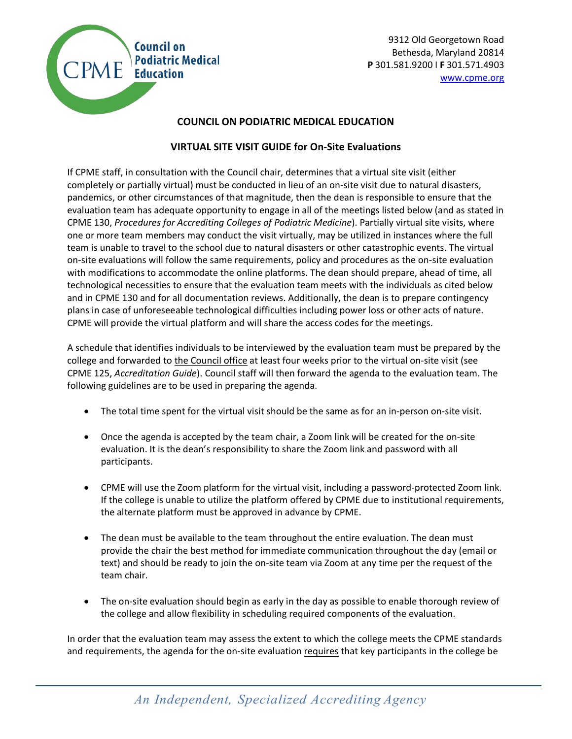**Council on Podiatric Medical Education**

9312 Old Georgetown Road
Bethesda, Maryland 20814
**P** 301.581.9200 I **F** 301.571.4903
www.cpme.org

## COUNCIL ON PODIATRIC MEDICAL EDUCATION

### VIRTUAL SITE VISIT GUIDE for On-Site Evaluations

If CPME staff, in consultation with the Council chair, determines that a virtual site visit (either completely or partially virtual) must be conducted in lieu of an on-site visit due to natural disasters, pandemics, or other circumstances of that magnitude, then the dean is responsible to ensure that the evaluation team has adequate opportunity to engage in all of the meetings listed below (and as stated in CPME 130, *Procedures for Accrediting Colleges of Podiatric Medicine*). Partially virtual site visits, where one or more team members may conduct the visit virtually, may be utilized in instances where the full team is unable to travel to the school due to natural disasters or other catastrophic events. The virtual on-site evaluations will follow the same requirements, policy and procedures as the on-site evaluation with modifications to accommodate the online platforms. The dean should prepare, ahead of time, all technological necessities to ensure that the evaluation team meets with the individuals as cited below and in CPME 130 and for all documentation reviews. Additionally, the dean is to prepare contingency plans in case of unforeseeable technological difficulties including power loss or other acts of nature. CPME will provide the virtual platform and will share the access codes for the meetings.

A schedule that identifies individuals to be interviewed by the evaluation team must be prepared by the college and forwarded to the Council office at least four weeks prior to the virtual on-site visit (see CPME 125, *Accreditation Guide*). Council staff will then forward the agenda to the evaluation team. The following guidelines are to be used in preparing the agenda.

- The total time spent for the virtual visit should be the same as for an in-person on-site visit.
- Once the agenda is accepted by the team chair, a Zoom link will be created for the on-site evaluation. It is the dean's responsibility to share the Zoom link and password with all participants.
- CPME will use the Zoom platform for the virtual visit, including a password-protected Zoom link. If the college is unable to utilize the platform offered by CPME due to institutional requirements, the alternate platform must be approved in advance by CPME.
- The dean must be available to the team throughout the entire evaluation. The dean must provide the chair the best method for immediate communication throughout the day (email or text) and should be ready to join the on-site team via Zoom at any time per the request of the team chair.
- The on-site evaluation should begin as early in the day as possible to enable thorough review of the college and allow flexibility in scheduling required components of the evaluation.

In order that the evaluation team may assess the extent to which the college meets the CPME standards and requirements, the agenda for the on-site evaluation requires that key participants in the college be

*An Independent, Specialized Accrediting Agency*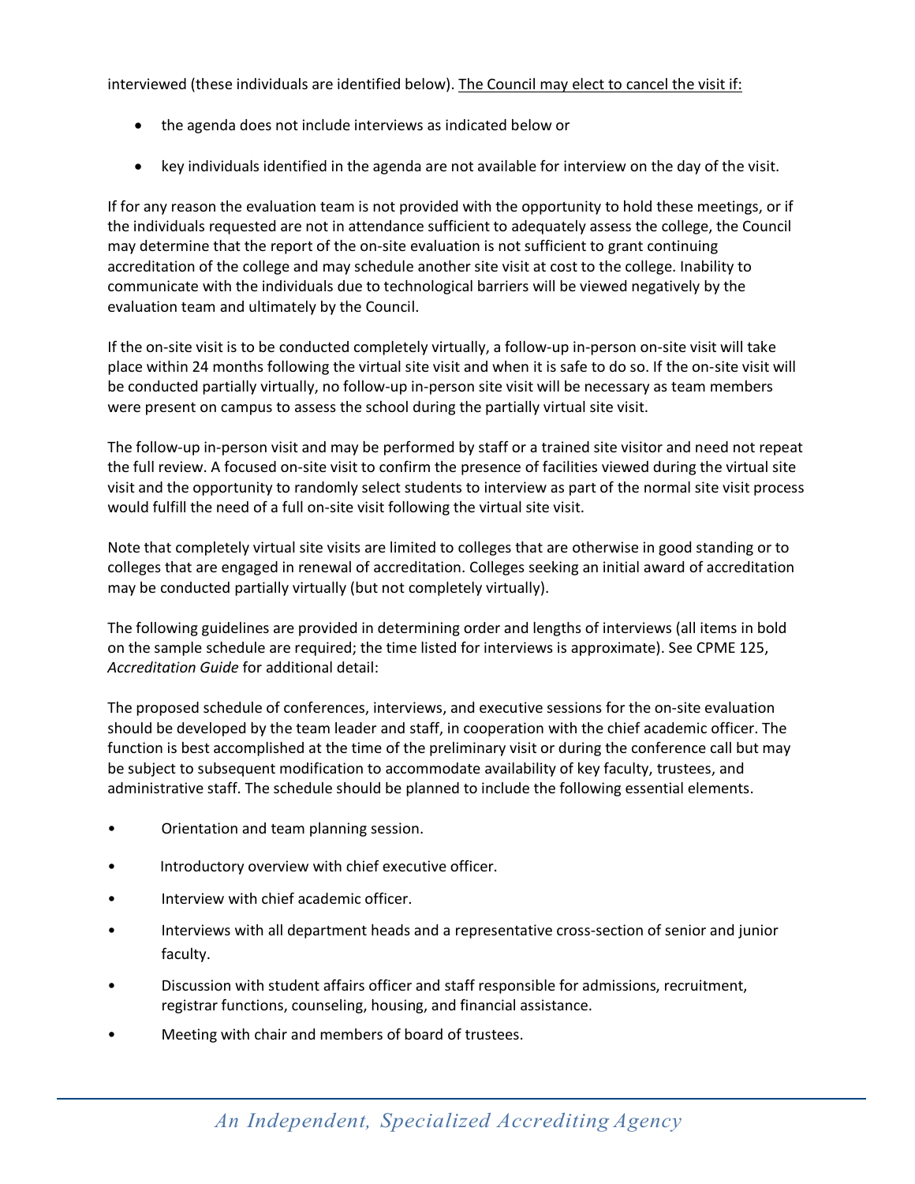interviewed (these individuals are identified below). <u>The Council may elect to cancel the visit if:</u>

- the agenda does not include interviews as indicated below or
- key individuals identified in the agenda are not available for interview on the day of the visit.

If for any reason the evaluation team is not provided with the opportunity to hold these meetings, or if the individuals requested are not in attendance sufficient to adequately assess the college, the Council may determine that the report of the on-site evaluation is not sufficient to grant continuing accreditation of the college and may schedule another site visit at cost to the college. Inability to communicate with the individuals due to technological barriers will be viewed negatively by the evaluation team and ultimately by the Council.

If the on-site visit is to be conducted completely virtually, a follow-up in-person on-site visit will take place within 24 months following the virtual site visit and when it is safe to do so. If the on-site visit will be conducted partially virtually, no follow-up in-person site visit will be necessary as team members were present on campus to assess the school during the partially virtual site visit.

The follow-up in-person visit and may be performed by staff or a trained site visitor and need not repeat the full review. A focused on-site visit to confirm the presence of facilities viewed during the virtual site visit and the opportunity to randomly select students to interview as part of the normal site visit process would fulfill the need of a full on-site visit following the virtual site visit.

Note that completely virtual site visits are limited to colleges that are otherwise in good standing or to colleges that are engaged in renewal of accreditation. Colleges seeking an initial award of accreditation may be conducted partially virtually (but not completely virtually).

The following guidelines are provided in determining order and lengths of interviews (all items in bold on the sample schedule are required; the time listed for interviews is approximate). See CPME 125, *Accreditation Guide* for additional detail:

The proposed schedule of conferences, interviews, and executive sessions for the on-site evaluation should be developed by the team leader and staff, in cooperation with the chief academic officer. The function is best accomplished at the time of the preliminary visit or during the conference call but may be subject to subsequent modification to accommodate availability of key faculty, trustees, and administrative staff. The schedule should be planned to include the following essential elements.

- Orientation and team planning session.
- Introductory overview with chief executive officer.
- Interview with chief academic officer.
- Interviews with all department heads and a representative cross-section of senior and junior faculty.
- Discussion with student affairs officer and staff responsible for admissions, recruitment, registrar functions, counseling, housing, and financial assistance.
- Meeting with chair and members of board of trustees.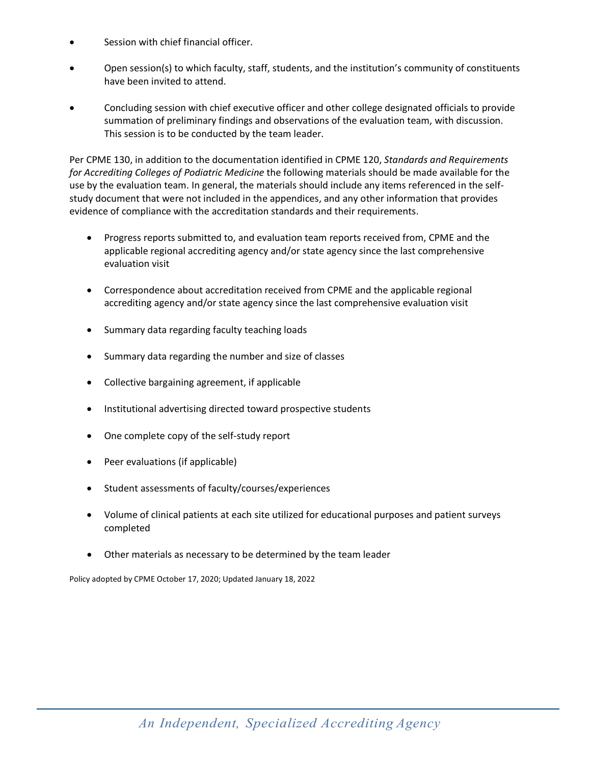- Session with chief financial officer.
- Open session(s) to which faculty, staff, students, and the institution's community of constituents have been invited to attend.
- Concluding session with chief executive officer and other college designated officials to provide summation of preliminary findings and observations of the evaluation team, with discussion. This session is to be conducted by the team leader.

Per CPME 130, in addition to the documentation identified in CPME 120, *Standards and Requirements for Accrediting Colleges of Podiatric Medicine* the following materials should be made available for the use by the evaluation team. In general, the materials should include any items referenced in the self-study document that were not included in the appendices, and any other information that provides evidence of compliance with the accreditation standards and their requirements.

- Progress reports submitted to, and evaluation team reports received from, CPME and the applicable regional accrediting agency and/or state agency since the last comprehensive evaluation visit
- Correspondence about accreditation received from CPME and the applicable regional accrediting agency and/or state agency since the last comprehensive evaluation visit
- Summary data regarding faculty teaching loads
- Summary data regarding the number and size of classes
- Collective bargaining agreement, if applicable
- Institutional advertising directed toward prospective students
- One complete copy of the self-study report
- Peer evaluations (if applicable)
- Student assessments of faculty/courses/experiences
- Volume of clinical patients at each site utilized for educational purposes and patient surveys completed
- Other materials as necessary to be determined by the team leader

Policy adopted by CPME October 17, 2020; Updated January 18, 2022